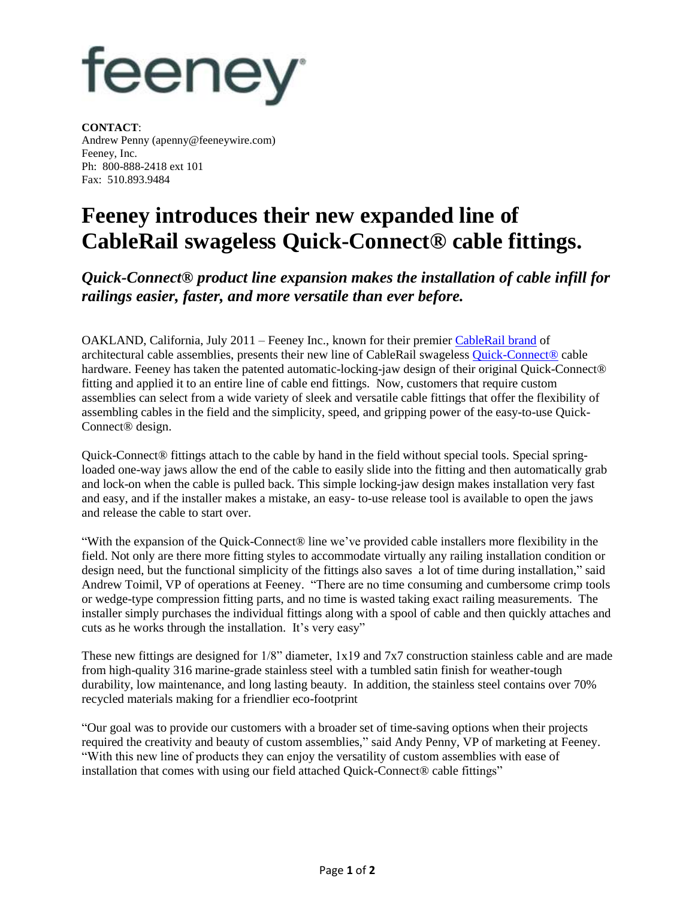feeney

**CONTACT**:
Andrew Penny (apenny@feeneywire.com)
Feeney, Inc.
Ph: 800-888-2418 ext 101
Fax: 510.893.9484

# Feeney introduces their new expanded line of CableRail swageless Quick-Connect® cable fittings.

## *Quick-Connect® product line expansion makes the installation of cable infill for railings easier, faster, and more versatile than ever before.*

OAKLAND, California, July 2011 – Feeney Inc., known for their premier CableRail brand of architectural cable assemblies, presents their new line of CableRail swageless Quick-Connect® cable hardware. Feeney has taken the patented automatic-locking-jaw design of their original Quick-Connect® fitting and applied it to an entire line of cable end fittings. Now, customers that require custom assemblies can select from a wide variety of sleek and versatile cable fittings that offer the flexibility of assembling cables in the field and the simplicity, speed, and gripping power of the easy-to-use Quick-Connect® design.

Quick-Connect® fittings attach to the cable by hand in the field without special tools. Special spring-loaded one-way jaws allow the end of the cable to easily slide into the fitting and then automatically grab and lock-on when the cable is pulled back. This simple locking-jaw design makes installation very fast and easy, and if the installer makes a mistake, an easy- to-use release tool is available to open the jaws and release the cable to start over.

"With the expansion of the Quick-Connect® line we've provided cable installers more flexibility in the field. Not only are there more fitting styles to accommodate virtually any railing installation condition or design need, but the functional simplicity of the fittings also saves a lot of time during installation," said Andrew Toimil, VP of operations at Feeney. "There are no time consuming and cumbersome crimp tools or wedge-type compression fitting parts, and no time is wasted taking exact railing measurements. The installer simply purchases the individual fittings along with a spool of cable and then quickly attaches and cuts as he works through the installation. It's very easy"

These new fittings are designed for 1/8" diameter, 1x19 and 7x7 construction stainless cable and are made from high-quality 316 marine-grade stainless steel with a tumbled satin finish for weather-tough durability, low maintenance, and long lasting beauty. In addition, the stainless steel contains over 70% recycled materials making for a friendlier eco-footprint

"Our goal was to provide our customers with a broader set of time-saving options when their projects required the creativity and beauty of custom assemblies," said Andy Penny, VP of marketing at Feeney. "With this new line of products they can enjoy the versatility of custom assemblies with ease of installation that comes with using our field attached Quick-Connect® cable fittings"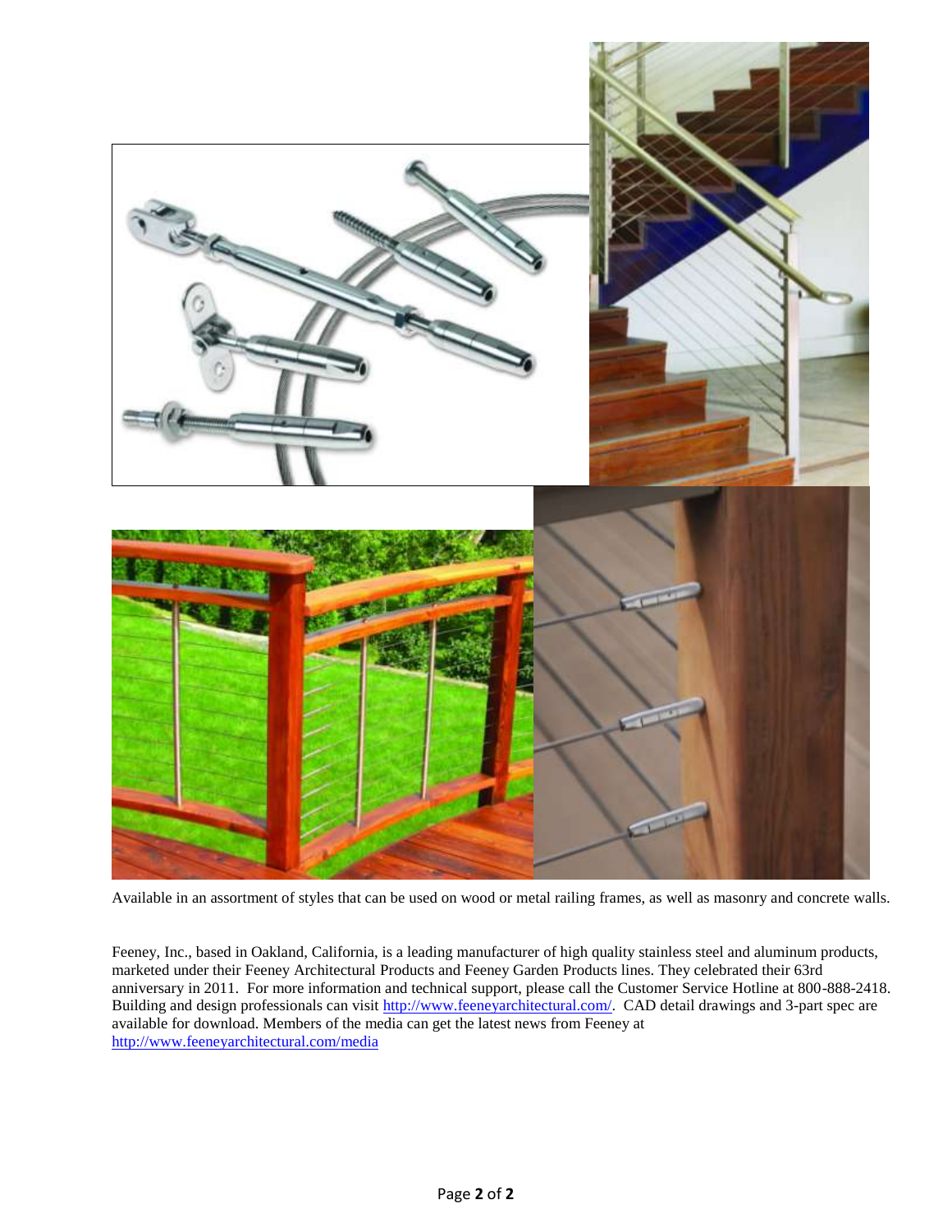Available in an assortment of styles that can be used on wood or metal railing frames, as well as masonry and concrete walls.

Feeney, Inc., based in Oakland, California, is a leading manufacturer of high quality stainless steel and aluminum products, marketed under their Feeney Architectural Products and Feeney Garden Products lines. They celebrated their 63rd anniversary in 2011. For more information and technical support, please call the Customer Service Hotline at 800-888-2418. Building and design professionals can visit http://www.feeneyarchitectural.com/. CAD detail drawings and 3-part spec are available for download. Members of the media can get the latest news from Feeney at http://www.feeneyarchitectural.com/media